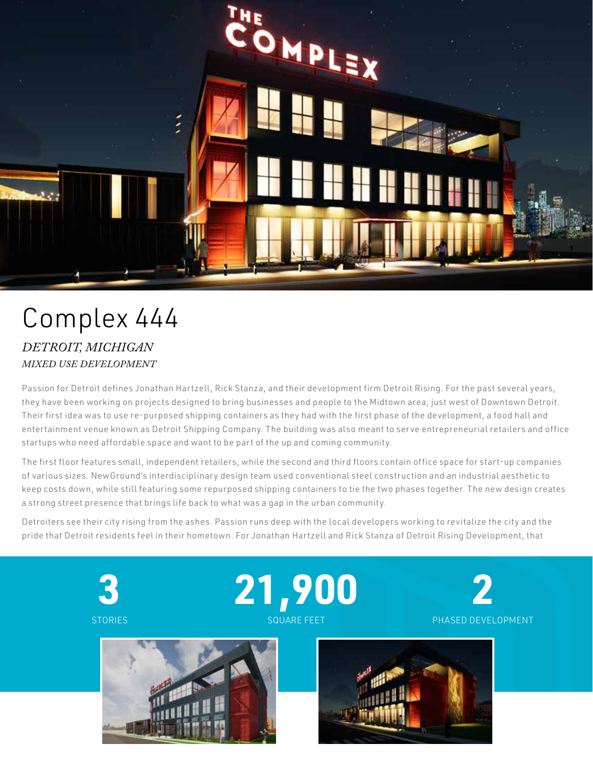# Complex 444

*DETROIT, MICHIGAN*

*MIXED USE DEVELOPMENT*

Passion for Detroit defines Jonathan Hartzell, Rick Stanza, and their development firm Detroit Rising. For the past several years, they have been working on projects designed to bring businesses and people to the Midtown area, just west of Downtown Detroit. Their first idea was to use re-purposed shipping containers as they had with the first phase of the development, a food hall and entertainment venue known as Detroit Shipping Company. The building was also meant to serve entrepreneurial retailers and office startups who need affordable space and want to be part of the up and coming community.

The first floor features small, independent retailers, while the second and third floors contain office space for start-up companies of various sizes. NewGround's interdisciplinary design team used conventional steel construction and an industrial aesthetic to keep costs down, while still featuring some repurposed shipping containers to tie the two phases together. The new design creates a strong street presence that brings life back to what was a gap in the urban community.

Detroiters see their city rising from the ashes. Passion runs deep with the local developers working to revitalize the city and the pride that Detroit residents feel in their hometown. For Jonathan Hartzell and Rick Stanza of Detroit Rising Development, that

**3**
STORIES

**21,900**
SQUARE FEET

**2**
PHASED DEVELOPMENT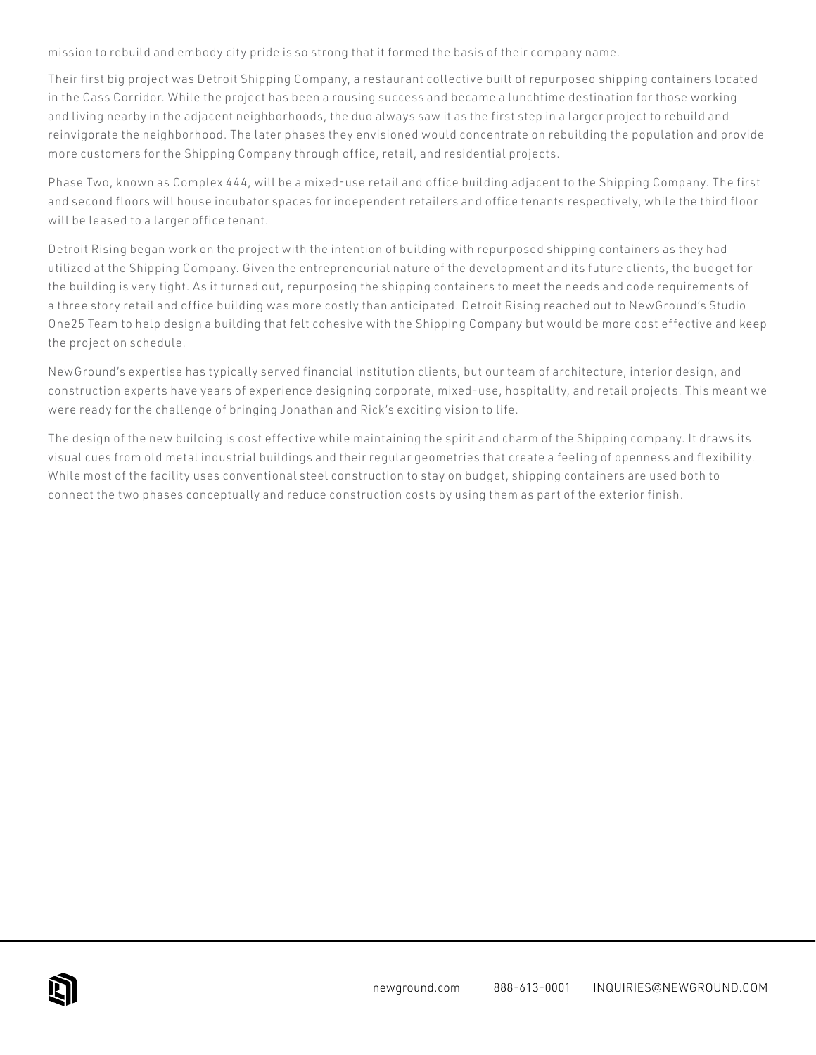mission to rebuild and embody city pride is so strong that it formed the basis of their company name.

Their first big project was Detroit Shipping Company, a restaurant collective built of repurposed shipping containers located in the Cass Corridor. While the project has been a rousing success and became a lunchtime destination for those working and living nearby in the adjacent neighborhoods, the duo always saw it as the first step in a larger project to rebuild and reinvigorate the neighborhood. The later phases they envisioned would concentrate on rebuilding the population and provide more customers for the Shipping Company through office, retail, and residential projects.

Phase Two, known as Complex 444, will be a mixed-use retail and office building adjacent to the Shipping Company. The first and second floors will house incubator spaces for independent retailers and office tenants respectively, while the third floor will be leased to a larger office tenant.

Detroit Rising began work on the project with the intention of building with repurposed shipping containers as they had utilized at the Shipping Company. Given the entrepreneurial nature of the development and its future clients, the budget for the building is very tight. As it turned out, repurposing the shipping containers to meet the needs and code requirements of a three story retail and office building was more costly than anticipated. Detroit Rising reached out to NewGround's Studio One25 Team to help design a building that felt cohesive with the Shipping Company but would be more cost effective and keep the project on schedule.

NewGround's expertise has typically served financial institution clients, but our team of architecture, interior design, and construction experts have years of experience designing corporate, mixed-use, hospitality, and retail projects. This meant we were ready for the challenge of bringing Jonathan and Rick's exciting vision to life.

The design of the new building is cost effective while maintaining the spirit and charm of the Shipping company. It draws its visual cues from old metal industrial buildings and their regular geometries that create a feeling of openness and flexibility. While most of the facility uses conventional steel construction to stay on budget, shipping containers are used both to connect the two phases conceptually and reduce construction costs by using them as part of the exterior finish.

newground.com 888-613-0001 INQUIRIES@NEWGROUND.COM